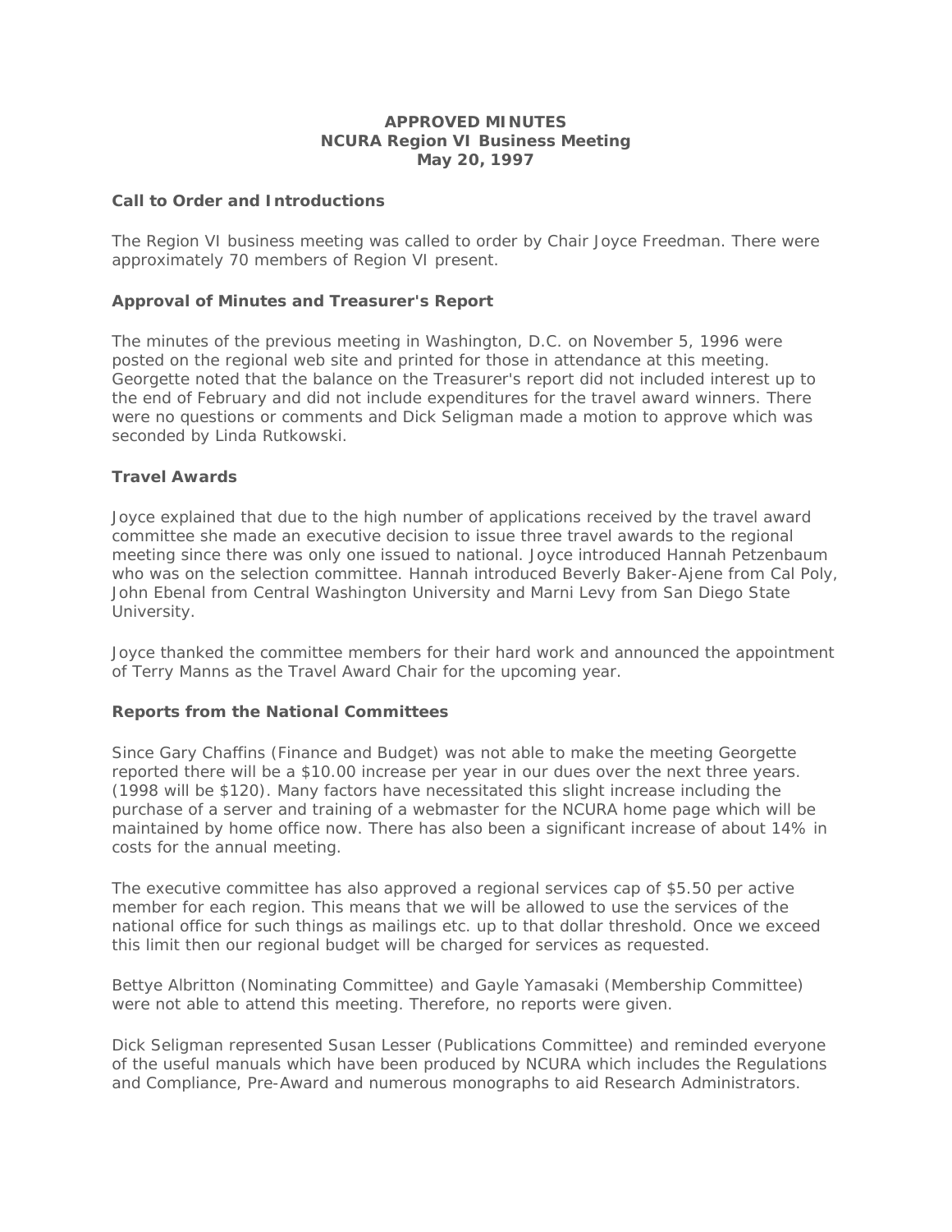**APPROVED MINUTES**
**NCURA Region VI Business Meeting**
**May 20, 1997**

**Call to Order and Introductions**

The Region VI business meeting was called to order by Chair Joyce Freedman. There were approximately 70 members of Region VI present.

**Approval of Minutes and Treasurer's Report**

The minutes of the previous meeting in Washington, D.C. on November 5, 1996 were posted on the regional web site and printed for those in attendance at this meeting. Georgette noted that the balance on the Treasurer's report did not included interest up to the end of February and did not include expenditures for the travel award winners. There were no questions or comments and Dick Seligman made a motion to approve which was seconded by Linda Rutkowski.

**Travel Awards**

Joyce explained that due to the high number of applications received by the travel award committee she made an executive decision to issue three travel awards to the regional meeting since there was only one issued to national. Joyce introduced Hannah Petzenbaum who was on the selection committee. Hannah introduced Beverly Baker-Ajene from Cal Poly, John Ebenal from Central Washington University and Marni Levy from San Diego State University.

Joyce thanked the committee members for their hard work and announced the appointment of Terry Manns as the Travel Award Chair for the upcoming year.

**Reports from the National Committees**

Since Gary Chaffins (Finance and Budget) was not able to make the meeting Georgette reported there will be a $10.00 increase per year in our dues over the next three years. (1998 will be $120). Many factors have necessitated this slight increase including the purchase of a server and training of a webmaster for the NCURA home page which will be maintained by home office now. There has also been a significant increase of about 14% in costs for the annual meeting.

The executive committee has also approved a regional services cap of $5.50 per active member for each region. This means that we will be allowed to use the services of the national office for such things as mailings etc. up to that dollar threshold. Once we exceed this limit then our regional budget will be charged for services as requested.

Bettye Albritton (Nominating Committee) and Gayle Yamasaki (Membership Committee) were not able to attend this meeting. Therefore, no reports were given.

Dick Seligman represented Susan Lesser (Publications Committee) and reminded everyone of the useful manuals which have been produced by NCURA which includes the Regulations and Compliance, Pre-Award and numerous monographs to aid Research Administrators.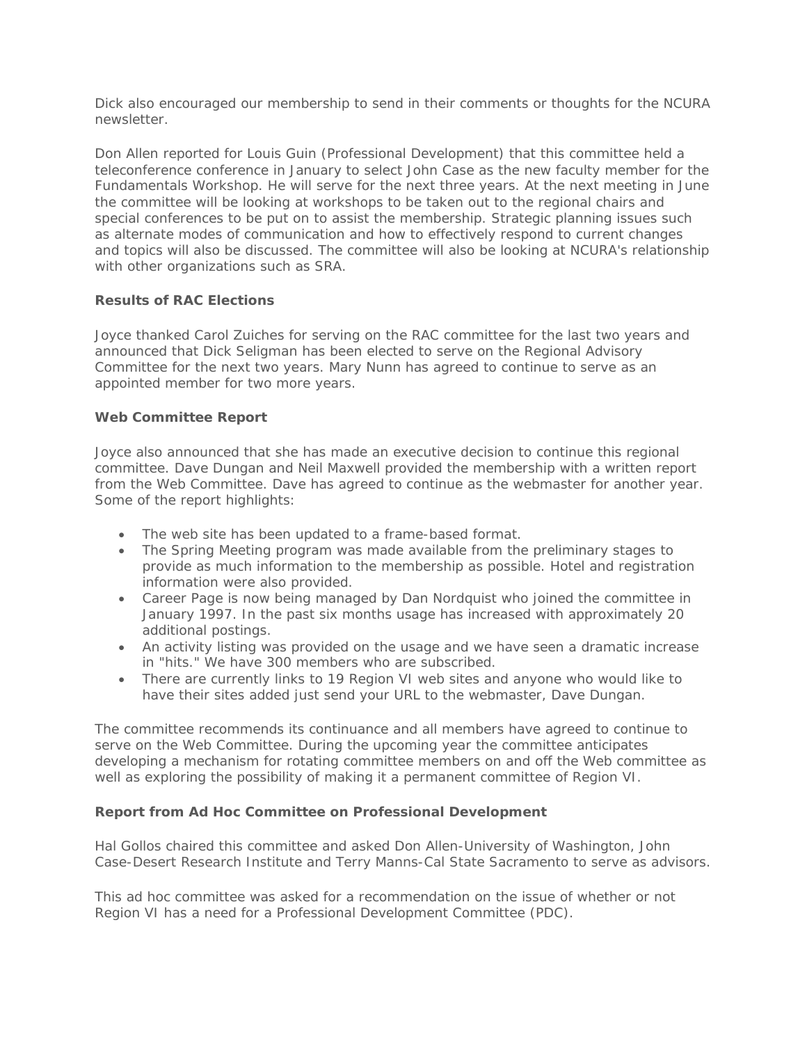Dick also encouraged our membership to send in their comments or thoughts for the NCURA newsletter.

Don Allen reported for Louis Guin (Professional Development) that this committee held a teleconference conference in January to select John Case as the new faculty member for the Fundamentals Workshop. He will serve for the next three years. At the next meeting in June the committee will be looking at workshops to be taken out to the regional chairs and special conferences to be put on to assist the membership. Strategic planning issues such as alternate modes of communication and how to effectively respond to current changes and topics will also be discussed. The committee will also be looking at NCURA's relationship with other organizations such as SRA.

**Results of RAC Elections**

Joyce thanked Carol Zuiches for serving on the RAC committee for the last two years and announced that Dick Seligman has been elected to serve on the Regional Advisory Committee for the next two years. Mary Nunn has agreed to continue to serve as an appointed member for two more years.

**Web Committee Report**

Joyce also announced that she has made an executive decision to continue this regional committee. Dave Dungan and Neil Maxwell provided the membership with a written report from the Web Committee. Dave has agreed to continue as the webmaster for another year. Some of the report highlights:

- The web site has been updated to a frame-based format.
- The Spring Meeting program was made available from the preliminary stages to provide as much information to the membership as possible. Hotel and registration information were also provided.
- Career Page is now being managed by Dan Nordquist who joined the committee in January 1997. In the past six months usage has increased with approximately 20 additional postings.
- An activity listing was provided on the usage and we have seen a dramatic increase in "hits." We have 300 members who are subscribed.
- There are currently links to 19 Region VI web sites and anyone who would like to have their sites added just send your URL to the webmaster, Dave Dungan.

The committee recommends its continuance and all members have agreed to continue to serve on the Web Committee. During the upcoming year the committee anticipates developing a mechanism for rotating committee members on and off the Web committee as well as exploring the possibility of making it a permanent committee of Region VI.

**Report from Ad Hoc Committee on Professional Development**

Hal Gollos chaired this committee and asked Don Allen-University of Washington, John Case-Desert Research Institute and Terry Manns-Cal State Sacramento to serve as advisors.

This ad hoc committee was asked for a recommendation on the issue of whether or not Region VI has a need for a Professional Development Committee (PDC).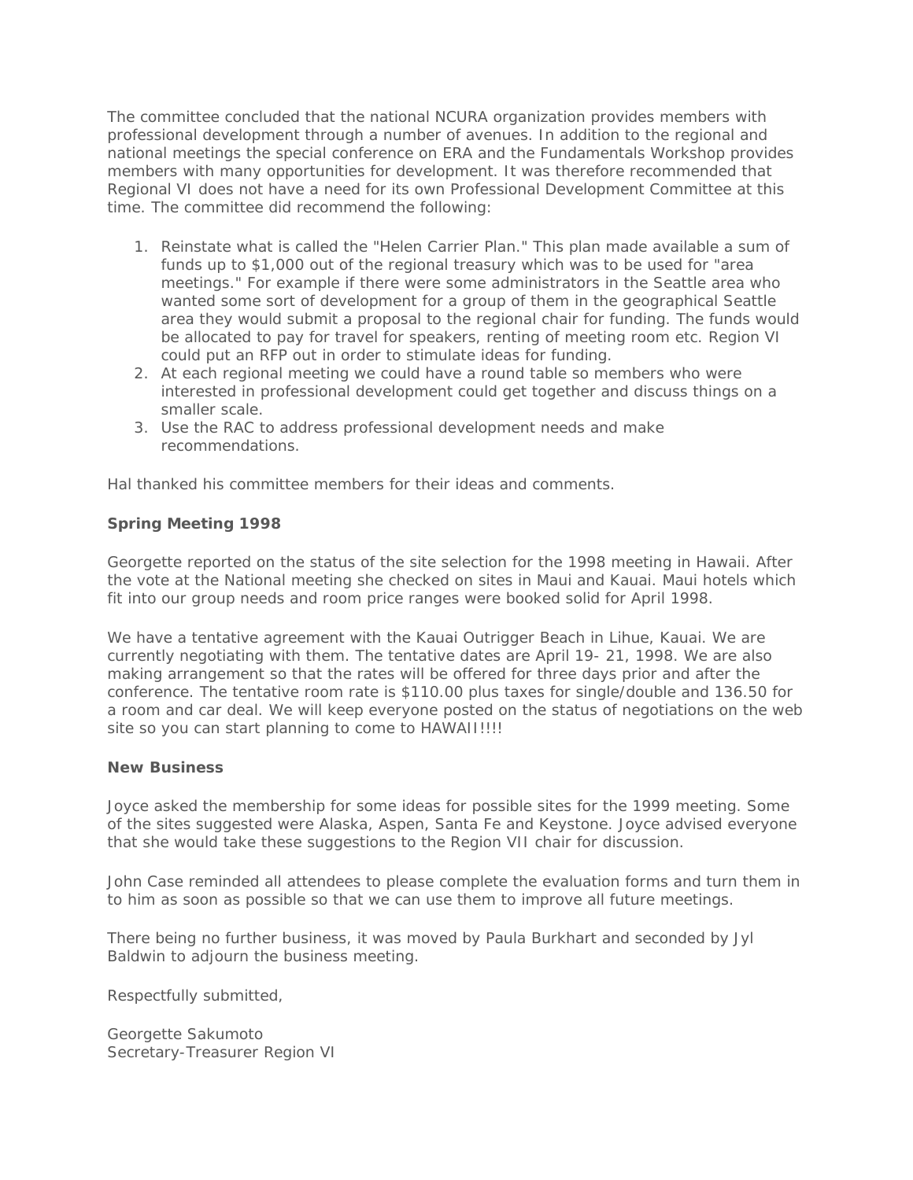The committee concluded that the national NCURA organization provides members with professional development through a number of avenues. In addition to the regional and national meetings the special conference on ERA and the Fundamentals Workshop provides members with many opportunities for development. It was therefore recommended that Regional VI does not have a need for its own Professional Development Committee at this time. The committee did recommend the following:

1. Reinstate what is called the "Helen Carrier Plan." This plan made available a sum of funds up to $1,000 out of the regional treasury which was to be used for "area meetings." For example if there were some administrators in the Seattle area who wanted some sort of development for a group of them in the geographical Seattle area they would submit a proposal to the regional chair for funding. The funds would be allocated to pay for travel for speakers, renting of meeting room etc. Region VI could put an RFP out in order to stimulate ideas for funding.
2. At each regional meeting we could have a round table so members who were interested in professional development could get together and discuss things on a smaller scale.
3. Use the RAC to address professional development needs and make recommendations.

Hal thanked his committee members for their ideas and comments.

**Spring Meeting 1998**

Georgette reported on the status of the site selection for the 1998 meeting in Hawaii. After the vote at the National meeting she checked on sites in Maui and Kauai. Maui hotels which fit into our group needs and room price ranges were booked solid for April 1998.

We have a tentative agreement with the Kauai Outrigger Beach in Lihue, Kauai. We are currently negotiating with them. The tentative dates are April 19- 21, 1998. We are also making arrangement so that the rates will be offered for three days prior and after the conference. The tentative room rate is $110.00 plus taxes for single/double and 136.50 for a room and car deal. We will keep everyone posted on the status of negotiations on the web site so you can start planning to come to HAWAII!!!!

**New Business**

Joyce asked the membership for some ideas for possible sites for the 1999 meeting. Some of the sites suggested were Alaska, Aspen, Santa Fe and Keystone. Joyce advised everyone that she would take these suggestions to the Region VII chair for discussion.

John Case reminded all attendees to please complete the evaluation forms and turn them in to him as soon as possible so that we can use them to improve all future meetings.

There being no further business, it was moved by Paula Burkhart and seconded by Jyl Baldwin to adjourn the business meeting.

Respectfully submitted,

Georgette Sakumoto
Secretary-Treasurer Region VI